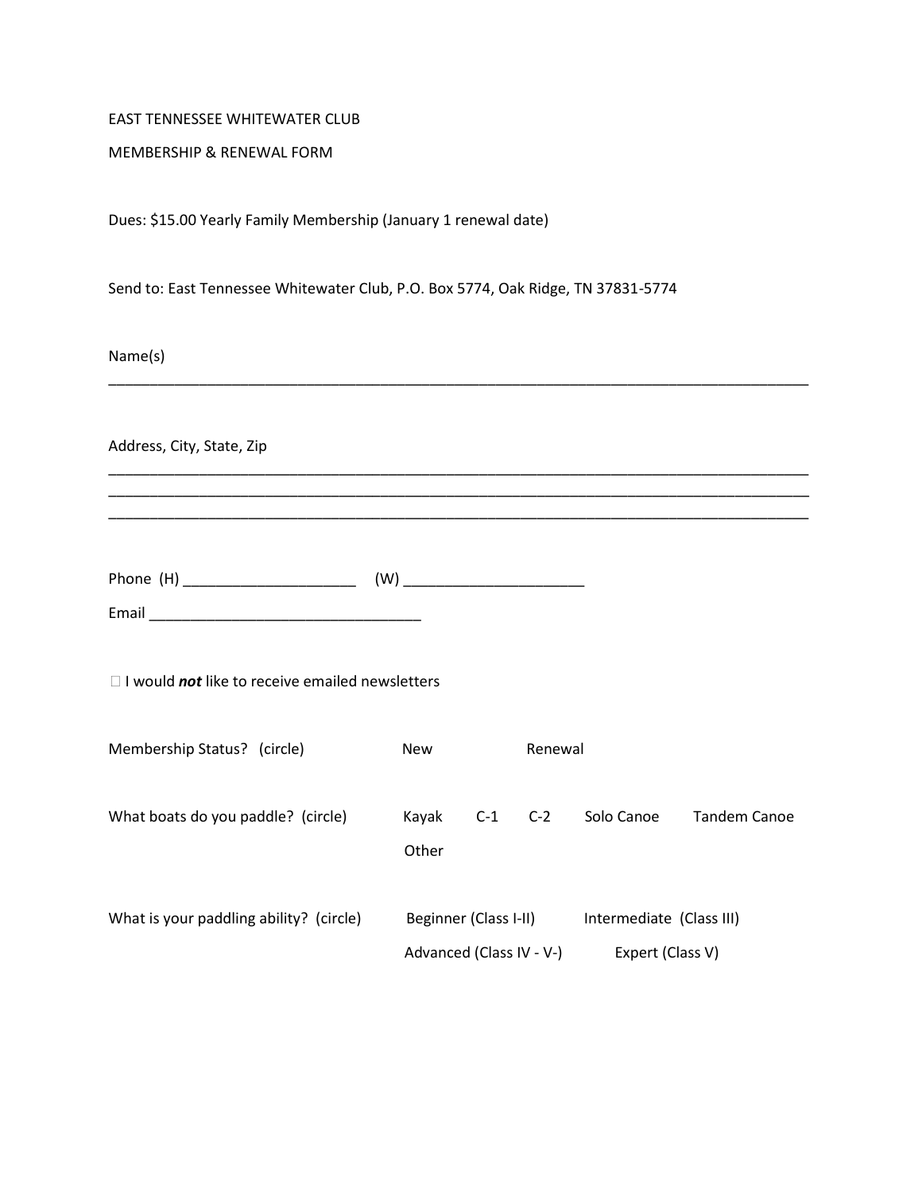EAST TENNESSEE WHITEWATER CLUB

MEMBERSHIP & RENEWAL FORM

Dues: $15.00 Yearly Family Membership (January 1 renewal date)

Send to: East Tennessee Whitewater Club, P.O. Box 5774, Oak Ridge, TN 37831-5774

Name(s)

_______________________________________________________________________________

Address, City, State, Zip

_______________________________________________________________________________
_______________________________________________________________________________
_______________________________________________________________________________

Phone (H) ____________________ (W) ____________________

Email ______________________________

☐ I would ***not*** like to receive emailed newsletters

Membership Status? (circle) New Renewal

What boats do you paddle? (circle) Kayak C-1 C-2 Solo Canoe Tandem Canoe Other

What is your paddling ability? (circle) Beginner (Class I-II) Intermediate (Class III) Advanced (Class IV - V-) Expert (Class V)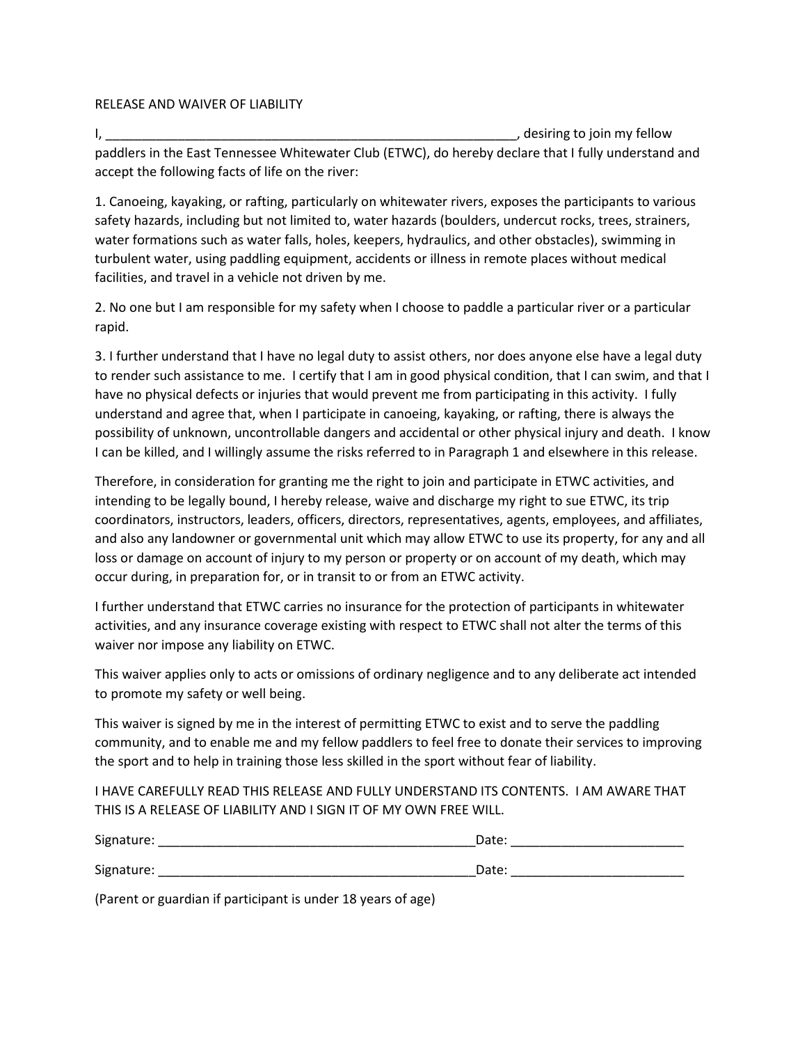RELEASE AND WAIVER OF LIABILITY

I, ___________________________________________________________, desiring to join my fellow paddlers in the East Tennessee Whitewater Club (ETWC), do hereby declare that I fully understand and accept the following facts of life on the river:

1. Canoeing, kayaking, or rafting, particularly on whitewater rivers, exposes the participants to various safety hazards, including but not limited to, water hazards (boulders, undercut rocks, trees, strainers, water formations such as water falls, holes, keepers, hydraulics, and other obstacles), swimming in turbulent water, using paddling equipment, accidents or illness in remote places without medical facilities, and travel in a vehicle not driven by me.

2. No one but I am responsible for my safety when I choose to paddle a particular river or a particular rapid.

3. I further understand that I have no legal duty to assist others, nor does anyone else have a legal duty to render such assistance to me. I certify that I am in good physical condition, that I can swim, and that I have no physical defects or injuries that would prevent me from participating in this activity. I fully understand and agree that, when I participate in canoeing, kayaking, or rafting, there is always the possibility of unknown, uncontrollable dangers and accidental or other physical injury and death. I know I can be killed, and I willingly assume the risks referred to in Paragraph 1 and elsewhere in this release.

Therefore, in consideration for granting me the right to join and participate in ETWC activities, and intending to be legally bound, I hereby release, waive and discharge my right to sue ETWC, its trip coordinators, instructors, leaders, officers, directors, representatives, agents, employees, and affiliates, and also any landowner or governmental unit which may allow ETWC to use its property, for any and all loss or damage on account of injury to my person or property or on account of my death, which may occur during, in preparation for, or in transit to or from an ETWC activity.

I further understand that ETWC carries no insurance for the protection of participants in whitewater activities, and any insurance coverage existing with respect to ETWC shall not alter the terms of this waiver nor impose any liability on ETWC.

This waiver applies only to acts or omissions of ordinary negligence and to any deliberate act intended to promote my safety or well being.

This waiver is signed by me in the interest of permitting ETWC to exist and to serve the paddling community, and to enable me and my fellow paddlers to feel free to donate their services to improving the sport and to help in training those less skilled in the sport without fear of liability.

I HAVE CAREFULLY READ THIS RELEASE AND FULLY UNDERSTAND ITS CONTENTS. I AM AWARE THAT THIS IS A RELEASE OF LIABILITY AND I SIGN IT OF MY OWN FREE WILL.

Signature: _____________________________________________Date: ________________________

Signature: _____________________________________________Date: ________________________

(Parent or guardian if participant is under 18 years of age)